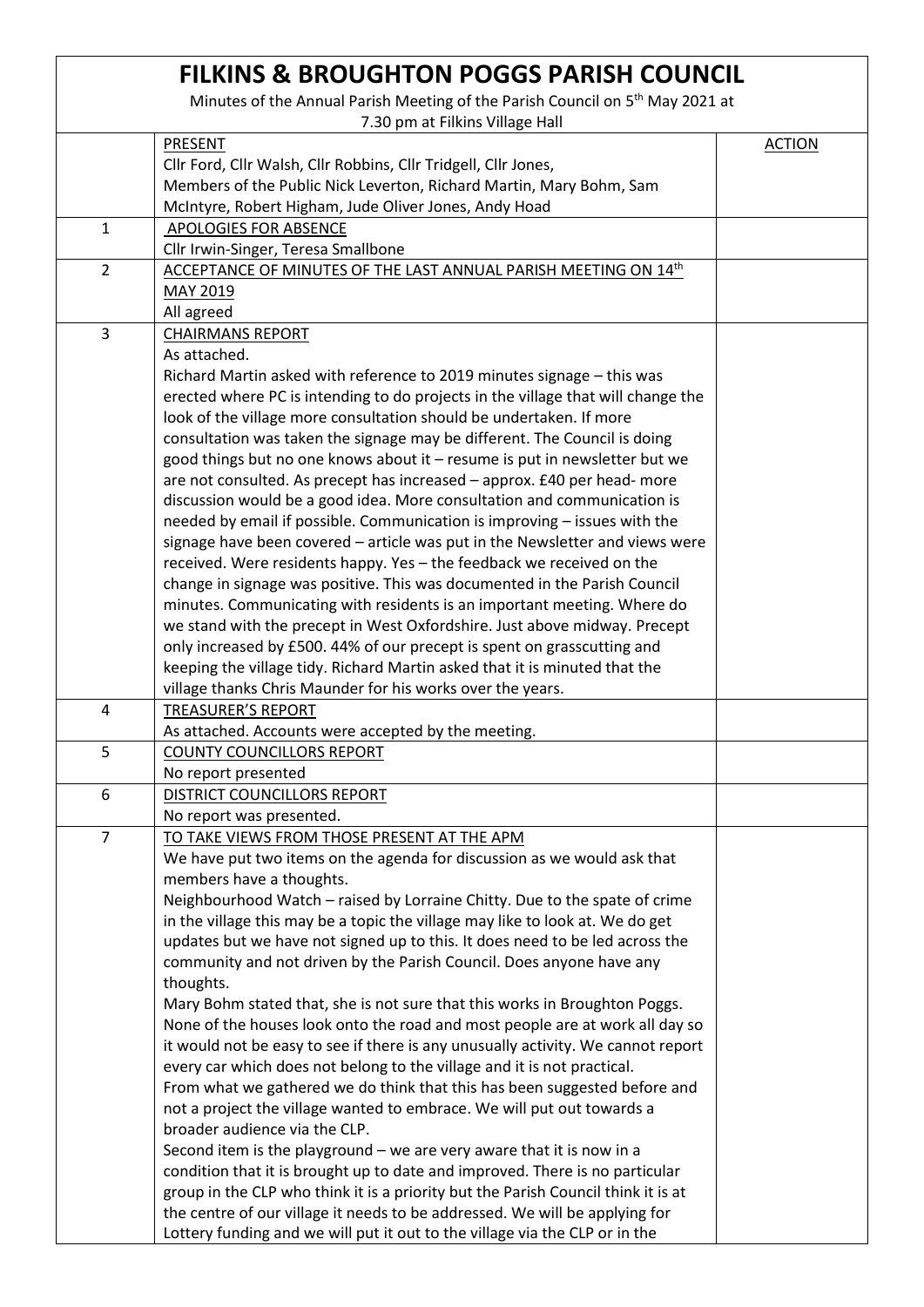# FILKINS & BROUGHTON POGGS PARISH COUNCIL

Minutes of the Annual Parish Meeting of the Parish Council on 5th May 2021 at 7.30 pm at Filkins Village Hall

| | | ACTION |
|---|---|---|
| | PRESENT<br>Cllr Ford, Cllr Walsh, Cllr Robbins, Cllr Tridgell, Cllr Jones,<br>Members of the Public Nick Leverton, Richard Martin, Mary Bohm, Sam McIntyre, Robert Higham, Jude Oliver Jones, Andy Hoad | |
| 1 | APOLOGIES FOR ABSENCE<br>Cllr Irwin-Singer, Teresa Smallbone | |
| 2 | ACCEPTANCE OF MINUTES OF THE LAST ANNUAL PARISH MEETING ON 14th MAY 2019<br>All agreed | |
| 3 | CHAIRMANS REPORT<br>As attached.<br>Richard Martin asked with reference to 2019 minutes signage – this was erected where PC is intending to do projects in the village that will change the look of the village more consultation should be undertaken. If more consultation was taken the signage may be different. The Council is doing good things but no one knows about it – resume is put in newsletter but we are not consulted. As precept has increased – approx. £40 per head- more discussion would be a good idea. More consultation and communication is needed by email if possible. Communication is improving – issues with the signage have been covered – article was put in the Newsletter and views were received. Were residents happy. Yes – the feedback we received on the change in signage was positive. This was documented in the Parish Council minutes. Communicating with residents is an important meeting. Where do we stand with the precept in West Oxfordshire. Just above midway. Precept only increased by £500. 44% of our precept is spent on grasscutting and keeping the village tidy. Richard Martin asked that it is minuted that the village thanks Chris Maunder for his works over the years. | |
| 4 | TREASURER'S REPORT<br>As attached. Accounts were accepted by the meeting. | |
| 5 | COUNTY COUNCILLORS REPORT<br>No report presented | |
| 6 | DISTRICT COUNCILLORS REPORT<br>No report was presented. | |
| 7 | TO TAKE VIEWS FROM THOSE PRESENT AT THE APM<br>We have put two items on the agenda for discussion as we would ask that members have a thoughts.<br>Neighbourhood Watch – raised by Lorraine Chitty. Due to the spate of crime in the village this may be a topic the village may like to look at. We do get updates but we have not signed up to this. It does need to be led across the community and not driven by the Parish Council. Does anyone have any thoughts.<br>Mary Bohm stated that, she is not sure that this works in Broughton Poggs. None of the houses look onto the road and most people are at work all day so it would not be easy to see if there is any unusually activity. We cannot report every car which does not belong to the village and it is not practical.<br>From what we gathered we do think that this has been suggested before and not a project the village wanted to embrace. We will put out towards a broader audience via the CLP.<br>Second item is the playground – we are very aware that it is now in a condition that it is brought up to date and improved. There is no particular group in the CLP who think it is a priority but the Parish Council think it is at the centre of our village it needs to be addressed. We will be applying for Lottery funding and we will put it out to the village via the CLP or in the | |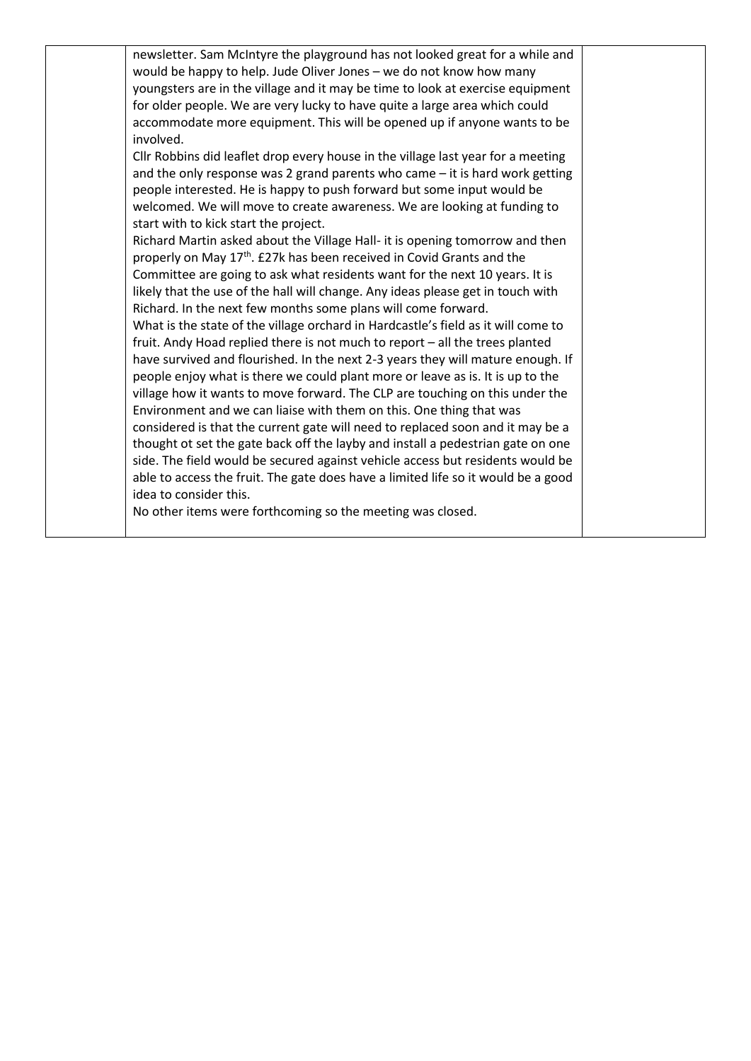| | | |
|---|---|---|
| | newsletter. Sam McIntyre the playground has not looked great for a while and would be happy to help. Jude Oliver Jones – we do not know how many youngsters are in the village and it may be time to look at exercise equipment for older people. We are very lucky to have quite a large area which could accommodate more equipment. This will be opened up if anyone wants to be involved.<br>Cllr Robbins did leaflet drop every house in the village last year for a meeting and the only response was 2 grand parents who came – it is hard work getting people interested. He is happy to push forward but some input would be welcomed. We will move to create awareness. We are looking at funding to start with to kick start the project.<br>Richard Martin asked about the Village Hall- it is opening tomorrow and then properly on May 17th. £27k has been received in Covid Grants and the Committee are going to ask what residents want for the next 10 years. It is likely that the use of the hall will change. Any ideas please get in touch with Richard. In the next few months some plans will come forward.<br>What is the state of the village orchard in Hardcastle's field as it will come to fruit. Andy Hoad replied there is not much to report – all the trees planted have survived and flourished. In the next 2-3 years they will mature enough. If people enjoy what is there we could plant more or leave as is. It is up to the village how it wants to move forward. The CLP are touching on this under the Environment and we can liaise with them on this. One thing that was considered is that the current gate will need to replaced soon and it may be a thought ot set the gate back off the layby and install a pedestrian gate on one side. The field would be secured against vehicle access but residents would be able to access the fruit. The gate does have a limited life so it would be a good idea to consider this.<br>No other items were forthcoming so the meeting was closed. | |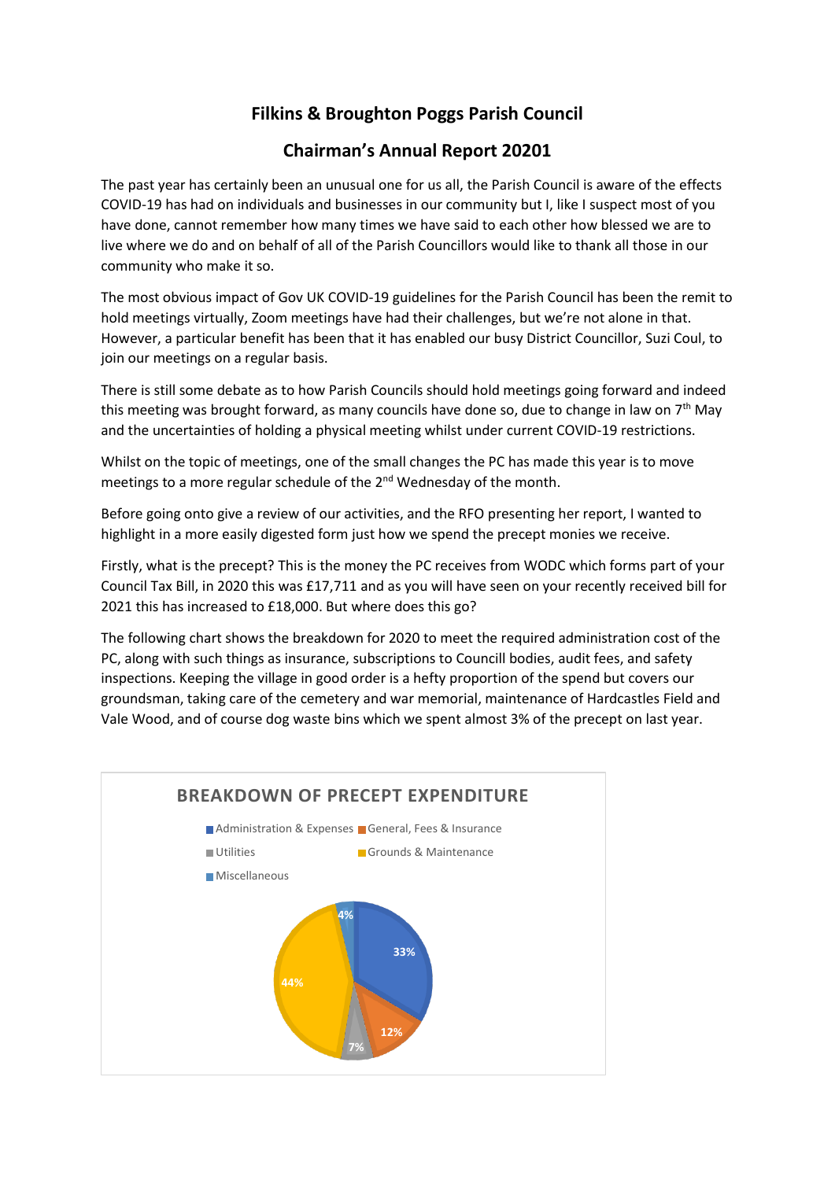# Filkins & Broughton Poggs Parish Council

## Chairman's Annual Report 20201

The past year has certainly been an unusual one for us all, the Parish Council is aware of the effects COVID-19 has had on individuals and businesses in our community but I, like I suspect most of you have done, cannot remember how many times we have said to each other how blessed we are to live where we do and on behalf of all of the Parish Councillors would like to thank all those in our community who make it so.

The most obvious impact of Gov UK COVID-19 guidelines for the Parish Council has been the remit to hold meetings virtually, Zoom meetings have had their challenges, but we're not alone in that. However, a particular benefit has been that it has enabled our busy District Councillor, Suzi Coul, to join our meetings on a regular basis.

There is still some debate as to how Parish Councils should hold meetings going forward and indeed this meeting was brought forward, as many councils have done so, due to change in law on 7th May and the uncertainties of holding a physical meeting whilst under current COVID-19 restrictions.

Whilst on the topic of meetings, one of the small changes the PC has made this year is to move meetings to a more regular schedule of the 2nd Wednesday of the month.

Before going onto give a review of our activities, and the RFO presenting her report, I wanted to highlight in a more easily digested form just how we spend the precept monies we receive.

Firstly, what is the precept? This is the money the PC receives from WODC which forms part of your Council Tax Bill, in 2020 this was £17,711 and as you will have seen on your recently received bill for 2021 this has increased to £18,000. But where does this go?

The following chart shows the breakdown for 2020 to meet the required administration cost of the PC, along with such things as insurance, subscriptions to Councill bodies, audit fees, and safety inspections. Keeping the village in good order is a hefty proportion of the spend but covers our groundsman, taking care of the cemetery and war memorial, maintenance of Hardcastles Field and Vale Wood, and of course dog waste bins which we spent almost 3% of the precept on last year.

BREAKDOWN OF PRECEPT EXPENDITURE

Administration & Expenses
General, Fees & Insurance
Utilities
Grounds & Maintenance
Miscellaneous

33%
12%
7%
44%
4%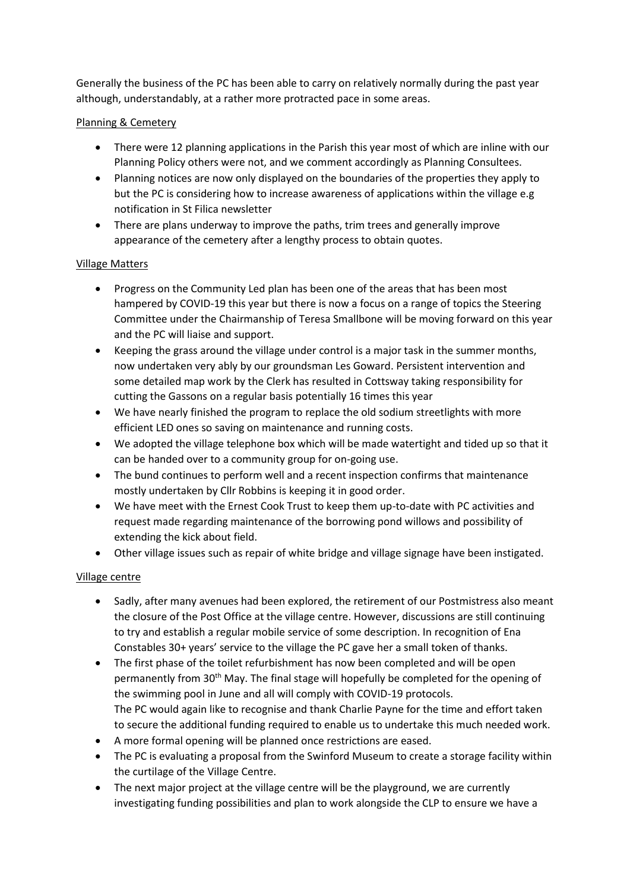Generally the business of the PC has been able to carry on relatively normally during the past year although, understandably, at a rather more protracted pace in some areas.

Planning & Cemetery

- There were 12 planning applications in the Parish this year most of which are inline with our Planning Policy others were not, and we comment accordingly as Planning Consultees.
- Planning notices are now only displayed on the boundaries of the properties they apply to but the PC is considering how to increase awareness of applications within the village e.g notification in St Filica newsletter
- There are plans underway to improve the paths, trim trees and generally improve appearance of the cemetery after a lengthy process to obtain quotes.

Village Matters

- Progress on the Community Led plan has been one of the areas that has been most hampered by COVID-19 this year but there is now a focus on a range of topics the Steering Committee under the Chairmanship of Teresa Smallbone will be moving forward on this year and the PC will liaise and support.
- Keeping the grass around the village under control is a major task in the summer months, now undertaken very ably by our groundsman Les Goward. Persistent intervention and some detailed map work by the Clerk has resulted in Cottsway taking responsibility for cutting the Gassons on a regular basis potentially 16 times this year
- We have nearly finished the program to replace the old sodium streetlights with more efficient LED ones so saving on maintenance and running costs.
- We adopted the village telephone box which will be made watertight and tided up so that it can be handed over to a community group for on-going use.
- The bund continues to perform well and a recent inspection confirms that maintenance mostly undertaken by Cllr Robbins is keeping it in good order.
- We have meet with the Ernest Cook Trust to keep them up-to-date with PC activities and request made regarding maintenance of the borrowing pond willows and possibility of extending the kick about field.
- Other village issues such as repair of white bridge and village signage have been instigated.

Village centre

- Sadly, after many avenues had been explored, the retirement of our Postmistress also meant the closure of the Post Office at the village centre. However, discussions are still continuing to try and establish a regular mobile service of some description. In recognition of Ena Constables 30+ years' service to the village the PC gave her a small token of thanks.
- The first phase of the toilet refurbishment has now been completed and will be open permanently from 30th May. The final stage will hopefully be completed for the opening of the swimming pool in June and all will comply with COVID-19 protocols.
  The PC would again like to recognise and thank Charlie Payne for the time and effort taken to secure the additional funding required to enable us to undertake this much needed work.
- A more formal opening will be planned once restrictions are eased.
- The PC is evaluating a proposal from the Swinford Museum to create a storage facility within the curtilage of the Village Centre.
- The next major project at the village centre will be the playground, we are currently investigating funding possibilities and plan to work alongside the CLP to ensure we have a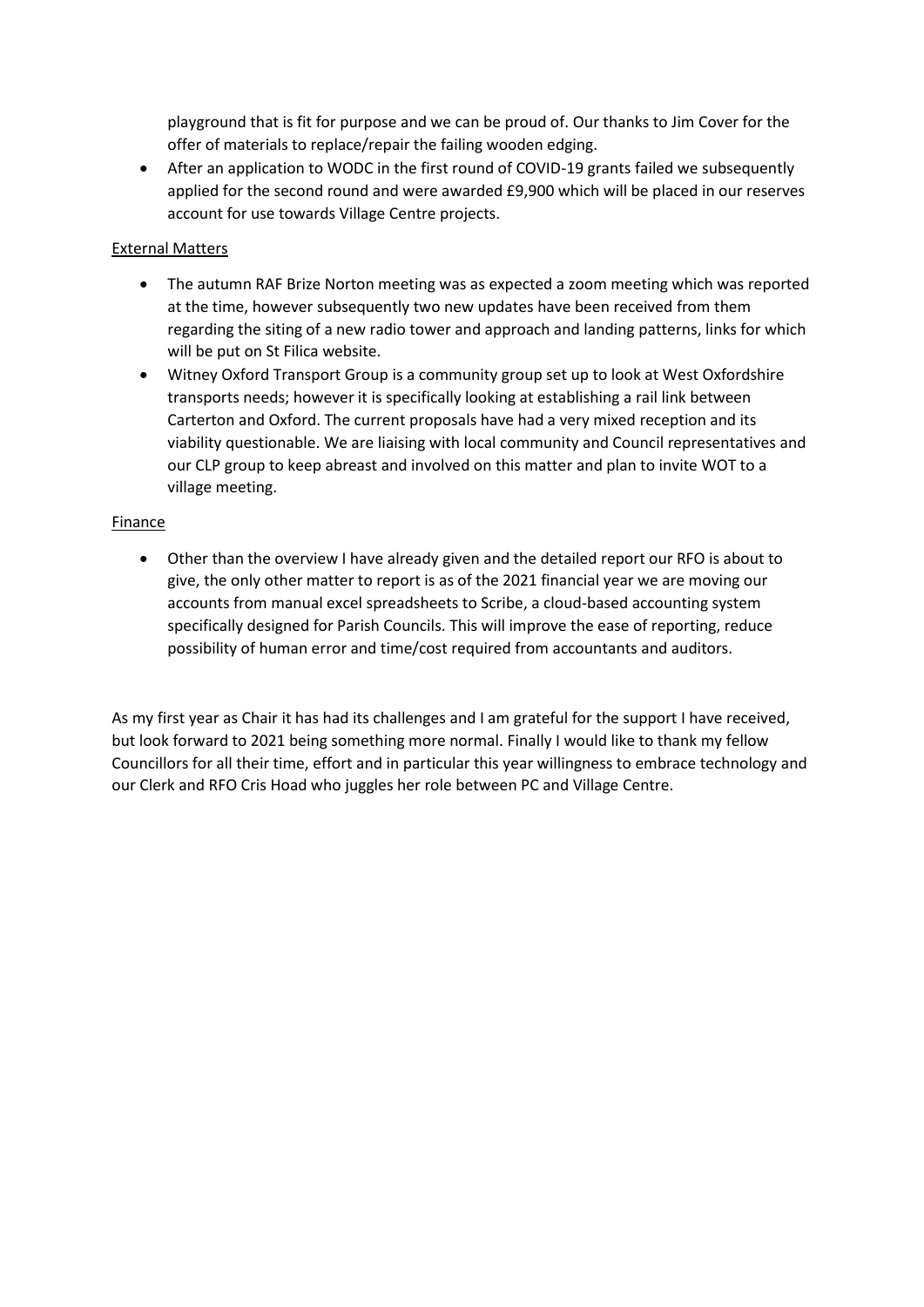playground that is fit for purpose and we can be proud of. Our thanks to Jim Cover for the offer of materials to replace/repair the failing wooden edging.

- After an application to WODC in the first round of COVID-19 grants failed we subsequently applied for the second round and were awarded £9,900 which will be placed in our reserves account for use towards Village Centre projects.

<u>External Matters</u>

- The autumn RAF Brize Norton meeting was as expected a zoom meeting which was reported at the time, however subsequently two new updates have been received from them regarding the siting of a new radio tower and approach and landing patterns, links for which will be put on St Filica website.
- Witney Oxford Transport Group is a community group set up to look at West Oxfordshire transports needs; however it is specifically looking at establishing a rail link between Carterton and Oxford. The current proposals have had a very mixed reception and its viability questionable. We are liaising with local community and Council representatives and our CLP group to keep abreast and involved on this matter and plan to invite WOT to a village meeting.

<u>Finance</u>

- Other than the overview I have already given and the detailed report our RFO is about to give, the only other matter to report is as of the 2021 financial year we are moving our accounts from manual excel spreadsheets to Scribe, a cloud-based accounting system specifically designed for Parish Councils. This will improve the ease of reporting, reduce possibility of human error and time/cost required from accountants and auditors.

As my first year as Chair it has had its challenges and I am grateful for the support I have received, but look forward to 2021 being something more normal. Finally I would like to thank my fellow Councillors for all their time, effort and in particular this year willingness to embrace technology and our Clerk and RFO Cris Hoad who juggles her role between PC and Village Centre.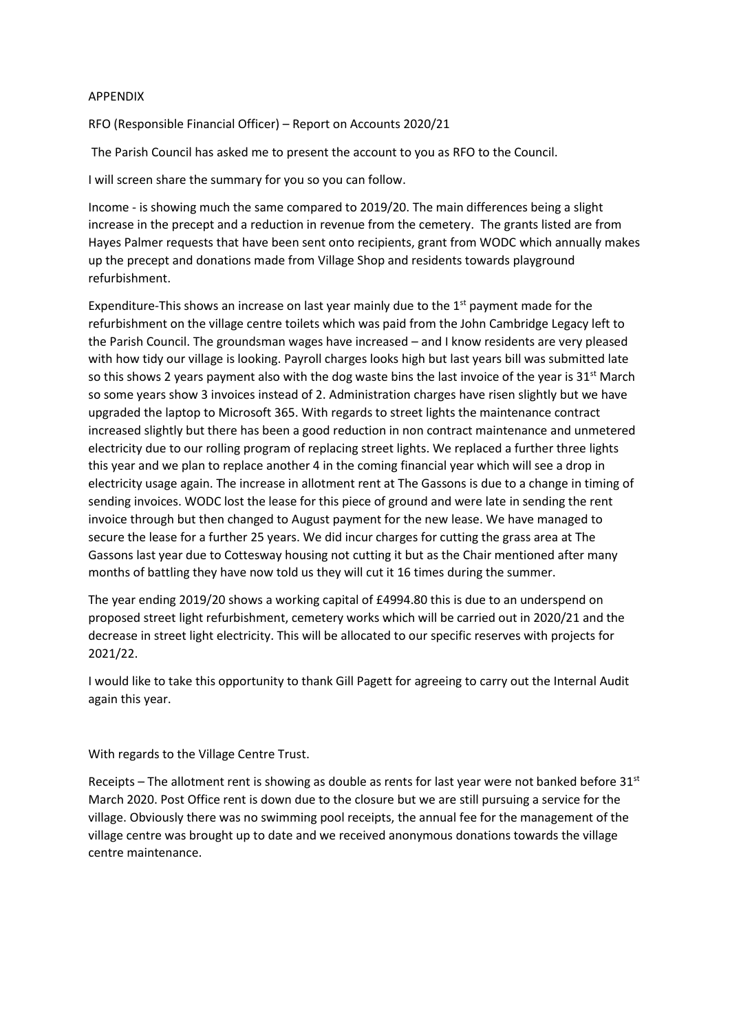APPENDIX

RFO (Responsible Financial Officer) – Report on Accounts 2020/21

The Parish Council has asked me to present the account to you as RFO to the Council.

I will screen share the summary for you so you can follow.

Income - is showing much the same compared to 2019/20. The main differences being a slight increase in the precept and a reduction in revenue from the cemetery. The grants listed are from Hayes Palmer requests that have been sent onto recipients, grant from WODC which annually makes up the precept and donations made from Village Shop and residents towards playground refurbishment.

Expenditure-This shows an increase on last year mainly due to the 1st payment made for the refurbishment on the village centre toilets which was paid from the John Cambridge Legacy left to the Parish Council. The groundsman wages have increased – and I know residents are very pleased with how tidy our village is looking. Payroll charges looks high but last years bill was submitted late so this shows 2 years payment also with the dog waste bins the last invoice of the year is 31st March so some years show 3 invoices instead of 2. Administration charges have risen slightly but we have upgraded the laptop to Microsoft 365. With regards to street lights the maintenance contract increased slightly but there has been a good reduction in non contract maintenance and unmetered electricity due to our rolling program of replacing street lights. We replaced a further three lights this year and we plan to replace another 4 in the coming financial year which will see a drop in electricity usage again. The increase in allotment rent at The Gassons is due to a change in timing of sending invoices. WODC lost the lease for this piece of ground and were late in sending the rent invoice through but then changed to August payment for the new lease. We have managed to secure the lease for a further 25 years. We did incur charges for cutting the grass area at The Gassons last year due to Cottesway housing not cutting it but as the Chair mentioned after many months of battling they have now told us they will cut it 16 times during the summer.

The year ending 2019/20 shows a working capital of £4994.80 this is due to an underspend on proposed street light refurbishment, cemetery works which will be carried out in 2020/21 and the decrease in street light electricity. This will be allocated to our specific reserves with projects for 2021/22.

I would like to take this opportunity to thank Gill Pagett for agreeing to carry out the Internal Audit again this year.

With regards to the Village Centre Trust.

Receipts – The allotment rent is showing as double as rents for last year were not banked before 31st March 2020. Post Office rent is down due to the closure but we are still pursuing a service for the village. Obviously there was no swimming pool receipts, the annual fee for the management of the village centre was brought up to date and we received anonymous donations towards the village centre maintenance.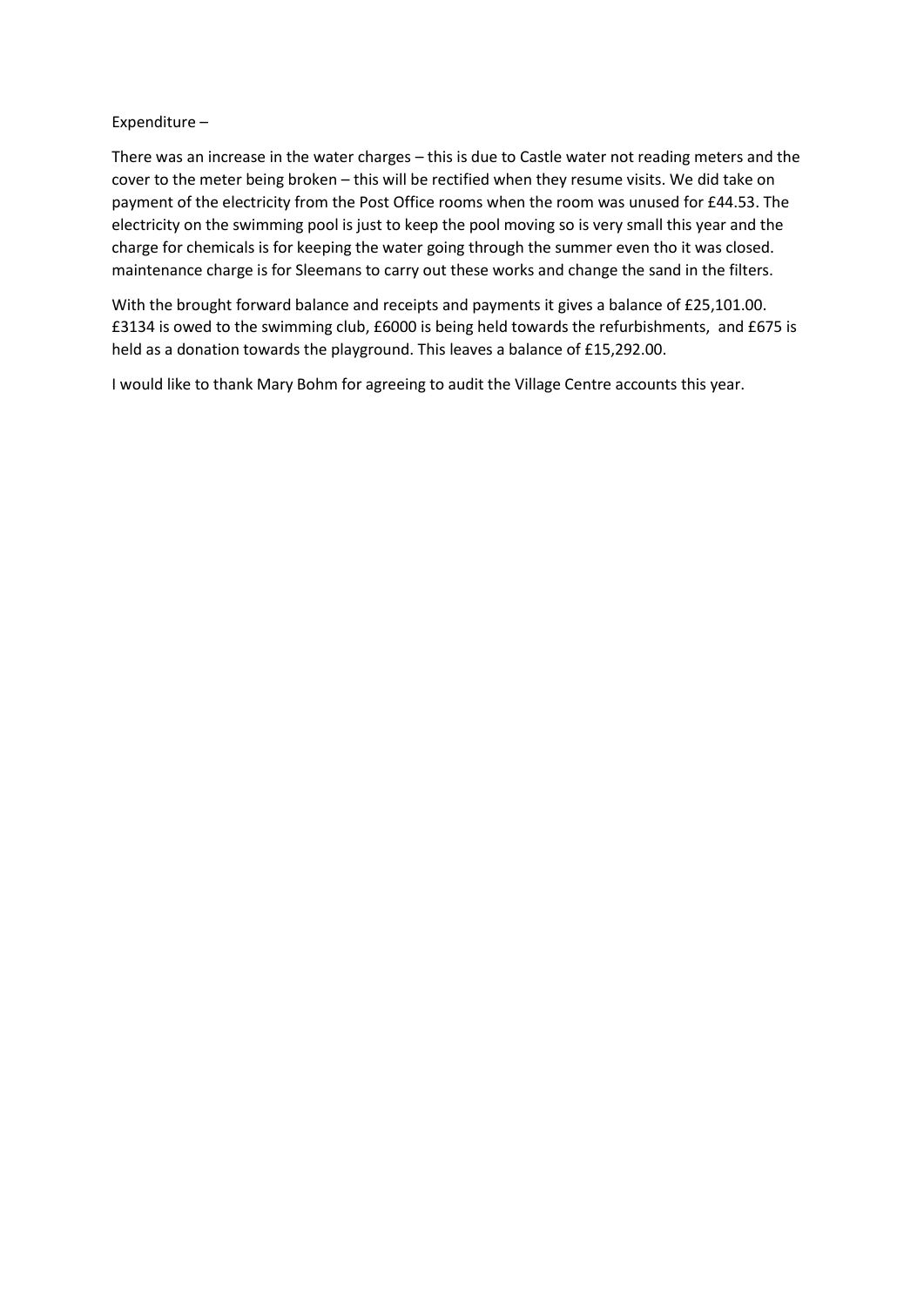Expenditure –

There was an increase in the water charges – this is due to Castle water not reading meters and the cover to the meter being broken – this will be rectified when they resume visits. We did take on payment of the electricity from the Post Office rooms when the room was unused for £44.53. The electricity on the swimming pool is just to keep the pool moving so is very small this year and the charge for chemicals is for keeping the water going through the summer even tho it was closed. maintenance charge is for Sleemans to carry out these works and change the sand in the filters.

With the brought forward balance and receipts and payments it gives a balance of £25,101.00. £3134 is owed to the swimming club, £6000 is being held towards the refurbishments, and £675 is held as a donation towards the playground. This leaves a balance of £15,292.00.

I would like to thank Mary Bohm for agreeing to audit the Village Centre accounts this year.